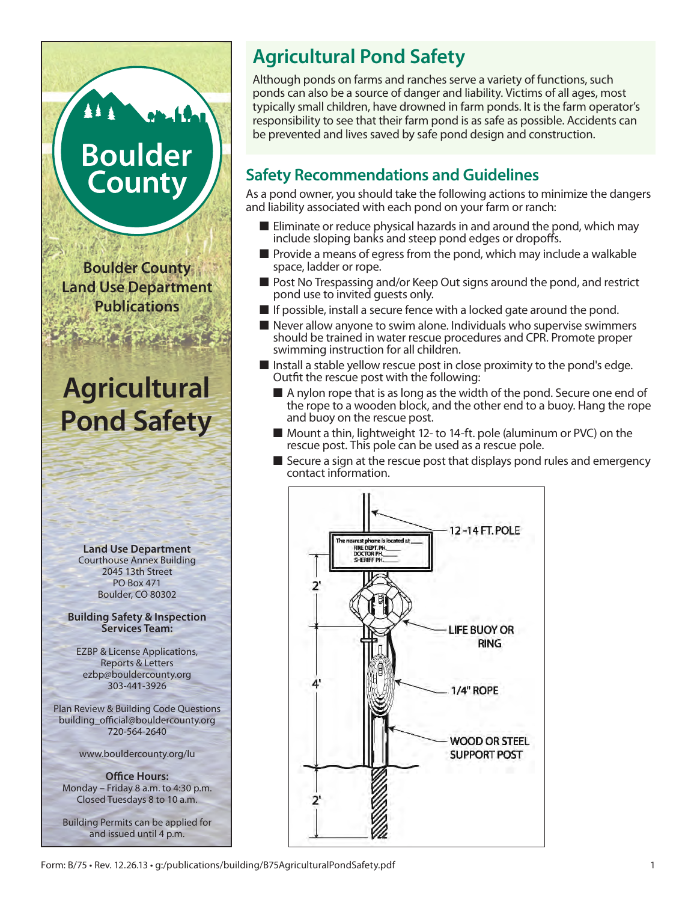Boulder County

Boulder County Land Use Department Publications

# Agricultural Pond Safety

**Land Use Department**
Courthouse Annex Building
2045 13th Street
PO Box 471
Boulder, CO 80302

**Building Safety & Inspection Services Team:**

EZBP & License Applications, Reports & Letters
ezbp@bouldercounty.org
303-441-3926

Plan Review & Building Code Questions
building_official@bouldercounty.org
720-564-2640

www.bouldercounty.org/lu

**Office Hours:**
Monday – Friday 8 a.m. to 4:30 p.m.
Closed Tuesdays 8 to 10 a.m.

Building Permits can be applied for and issued until 4 p.m.

## Agricultural Pond Safety

Although ponds on farms and ranches serve a variety of functions, such ponds can also be a source of danger and liability. Victims of all ages, most typically small children, have drowned in farm ponds. It is the farm operator's responsibility to see that their farm pond is as safe as possible. Accidents can be prevented and lives saved by safe pond design and construction.

## Safety Recommendations and Guidelines

As a pond owner, you should take the following actions to minimize the dangers and liability associated with each pond on your farm or ranch:

- Eliminate or reduce physical hazards in and around the pond, which may include sloping banks and steep pond edges or dropoffs.
- Provide a means of egress from the pond, which may include a walkable space, ladder or rope.
- Post No Trespassing and/or Keep Out signs around the pond, and restrict pond use to invited guests only.
- If possible, install a secure fence with a locked gate around the pond.
- Never allow anyone to swim alone. Individuals who supervise swimmers should be trained in water rescue procedures and CPR. Promote proper swimming instruction for all children.
- Install a stable yellow rescue post in close proximity to the pond's edge. Outfit the rescue post with the following:
  - A nylon rope that is as long as the width of the pond. Secure one end of the rope to a wooden block, and the other end to a buoy. Hang the rope and buoy on the rescue post.
  - Mount a thin, lightweight 12- to 14-ft. pole (aluminum or PVC) on the rescue post. This pole can be used as a rescue pole.
  - Secure a sign at the rescue post that displays pond rules and emergency contact information.

The nearest phone is located at ____
FIRE DEPT. PH. ____
DOCTOR PH. ____
SHERIFF PH. ____

12-14 FT. POLE

2'

LIFE BUOY OR RING

4'

1/4" ROPE

WOOD OR STEEL SUPPORT POST

2'

Form: B/75 • Rev. 12.26.13 • g:/publications/building/B75AgriculturalPondSafety.pdf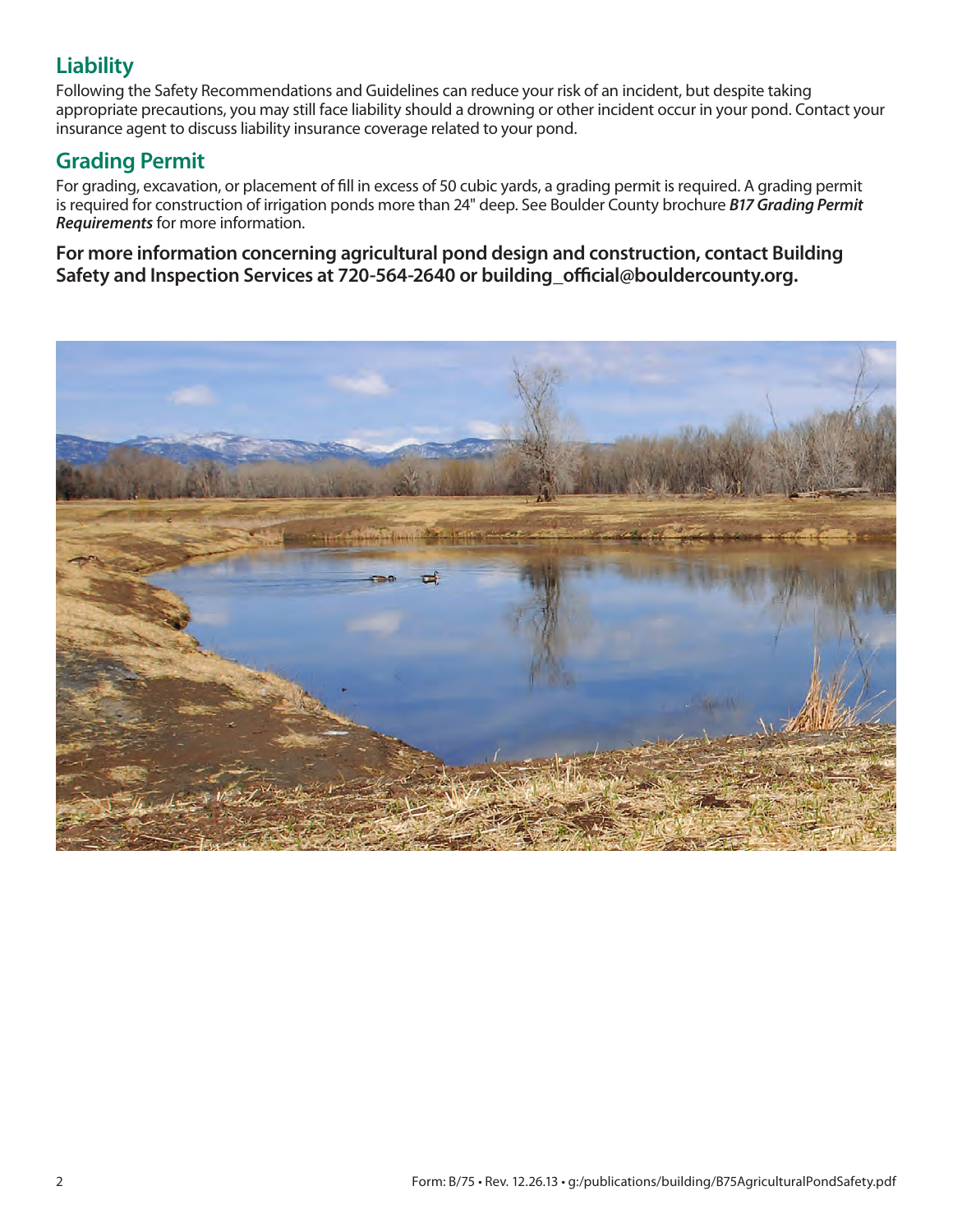## Liability

Following the Safety Recommendations and Guidelines can reduce your risk of an incident, but despite taking appropriate precautions, you may still face liability should a drowning or other incident occur in your pond. Contact your insurance agent to discuss liability insurance coverage related to your pond.

## Grading Permit

For grading, excavation, or placement of fill in excess of 50 cubic yards, a grading permit is required. A grading permit is required for construction of irrigation ponds more than 24" deep. See Boulder County brochure ***B17 Grading Permit Requirements*** for more information.

**For more information concerning agricultural pond design and construction, contact Building Safety and Inspection Services at 720-564-2640 or building_official@bouldercounty.org.**

Form: B/75 • Rev. 12.26.13 • g:/publications/building/B75AgriculturalPondSafety.pdf